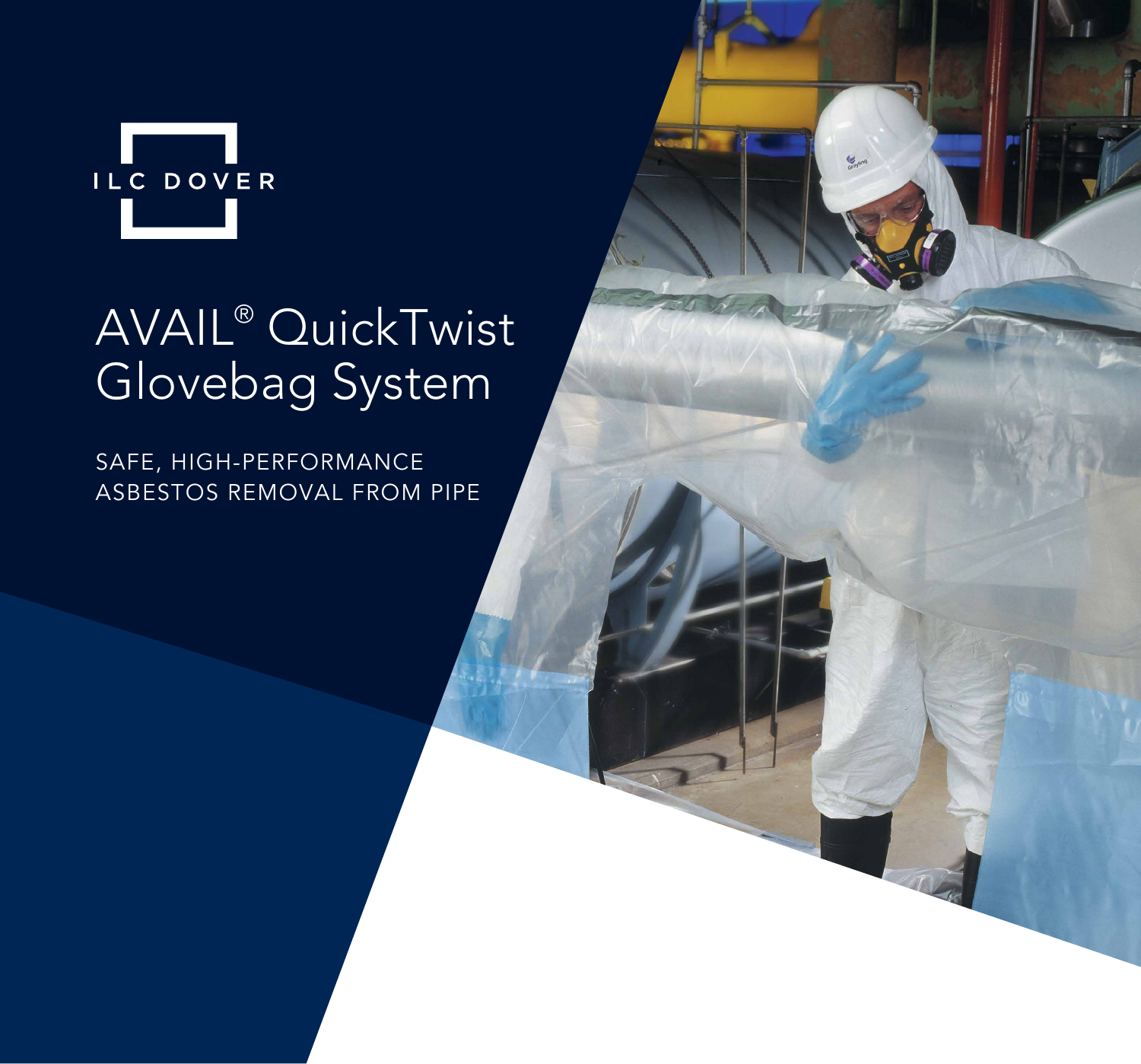ILC DOVER

# AVAIL® QuickTwist Glovebag System

SAFE, HIGH-PERFORMANCE ASBESTOS REMOVAL FROM PIPE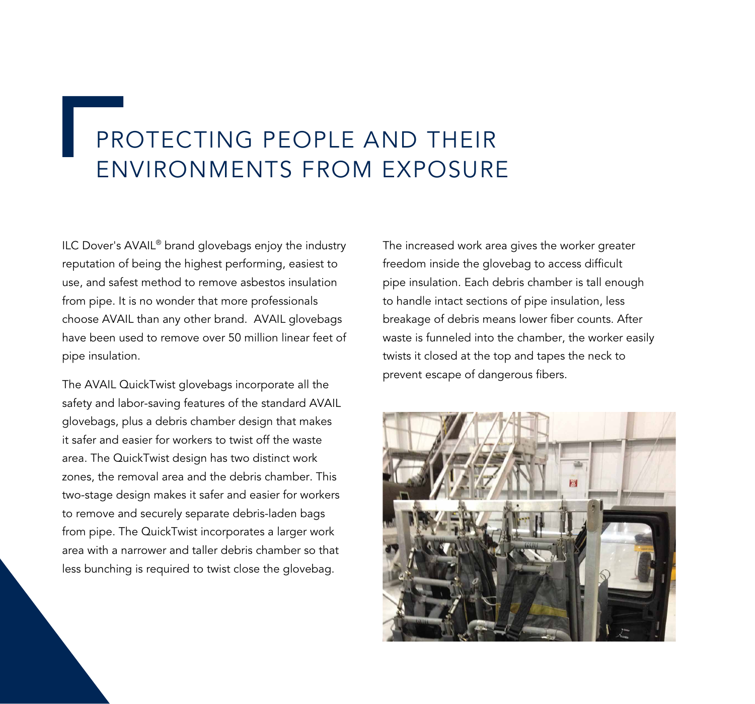# PROTECTING PEOPLE AND THEIR ENVIRONMENTS FROM EXPOSURE

ILC Dover's AVAIL® brand glovebags enjoy the industry reputation of being the highest performing, easiest to use, and safest method to remove asbestos insulation from pipe. It is no wonder that more professionals choose AVAIL than any other brand. AVAIL glovebags have been used to remove over 50 million linear feet of pipe insulation.

The AVAIL QuickTwist glovebags incorporate all the safety and labor-saving features of the standard AVAIL glovebags, plus a debris chamber design that makes it safer and easier for workers to twist off the waste area. The QuickTwist design has two distinct work zones, the removal area and the debris chamber. This two-stage design makes it safer and easier for workers to remove and securely separate debris-laden bags from pipe. The QuickTwist incorporates a larger work area with a narrower and taller debris chamber so that less bunching is required to twist close the glovebag.

The increased work area gives the worker greater freedom inside the glovebag to access difficult pipe insulation. Each debris chamber is tall enough to handle intact sections of pipe insulation, less breakage of debris means lower fiber counts. After waste is funneled into the chamber, the worker easily twists it closed at the top and tapes the neck to prevent escape of dangerous fibers.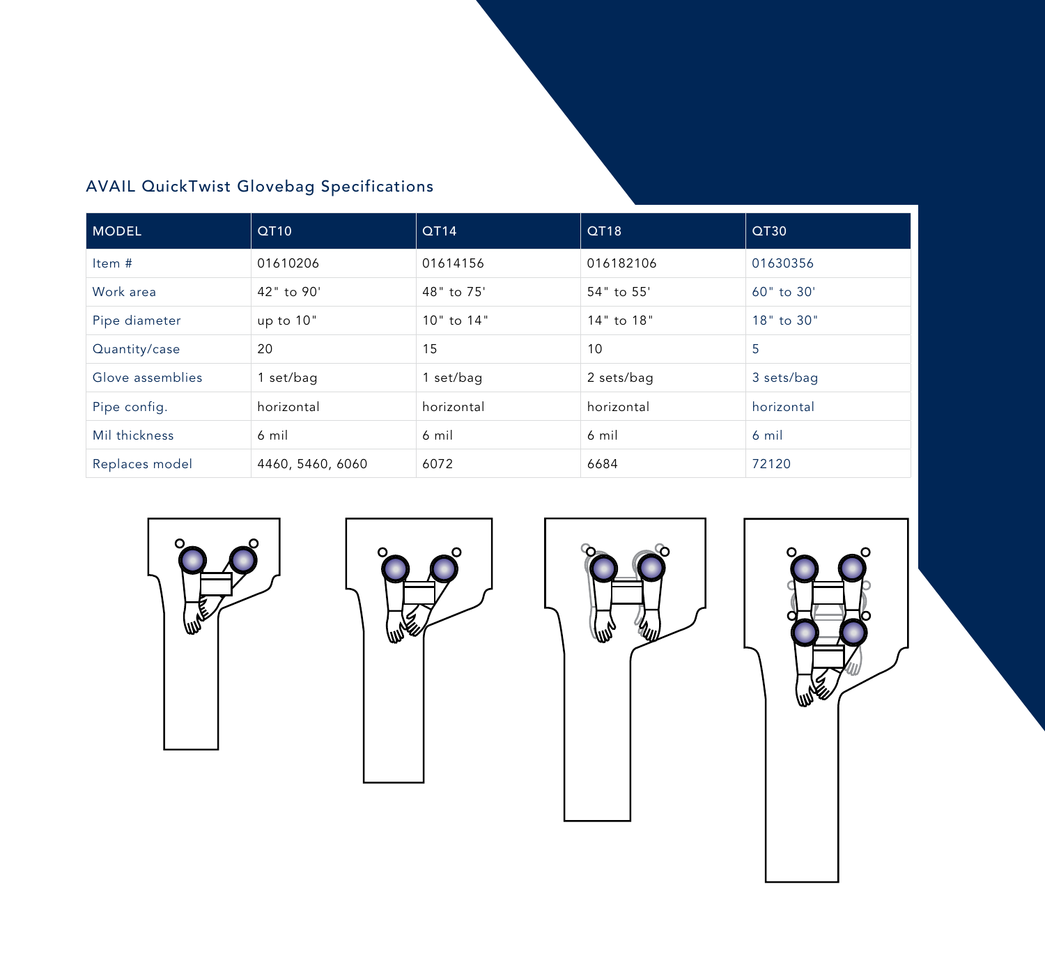## AVAIL QuickTwist Glovebag Specifications

| MODEL | QT10 | QT14 | QT18 | QT30 |
|---|---|---|---|---|
| Item # | 01610206 | 01614156 | 016182106 | 01630356 |
| Work area | 42" to 90' | 48" to 75' | 54" to 55' | 60" to 30' |
| Pipe diameter | up to 10" | 10" to 14" | 14" to 18" | 18" to 30" |
| Quantity/case | 20 | 15 | 10 | 5 |
| Glove assemblies | 1 set/bag | 1 set/bag | 2 sets/bag | 3 sets/bag |
| Pipe config. | horizontal | horizontal | horizontal | horizontal |
| Mil thickness | 6 mil | 6 mil | 6 mil | 6 mil |
| Replaces model | 4460, 5460, 6060 | 6072 | 6684 | 72120 |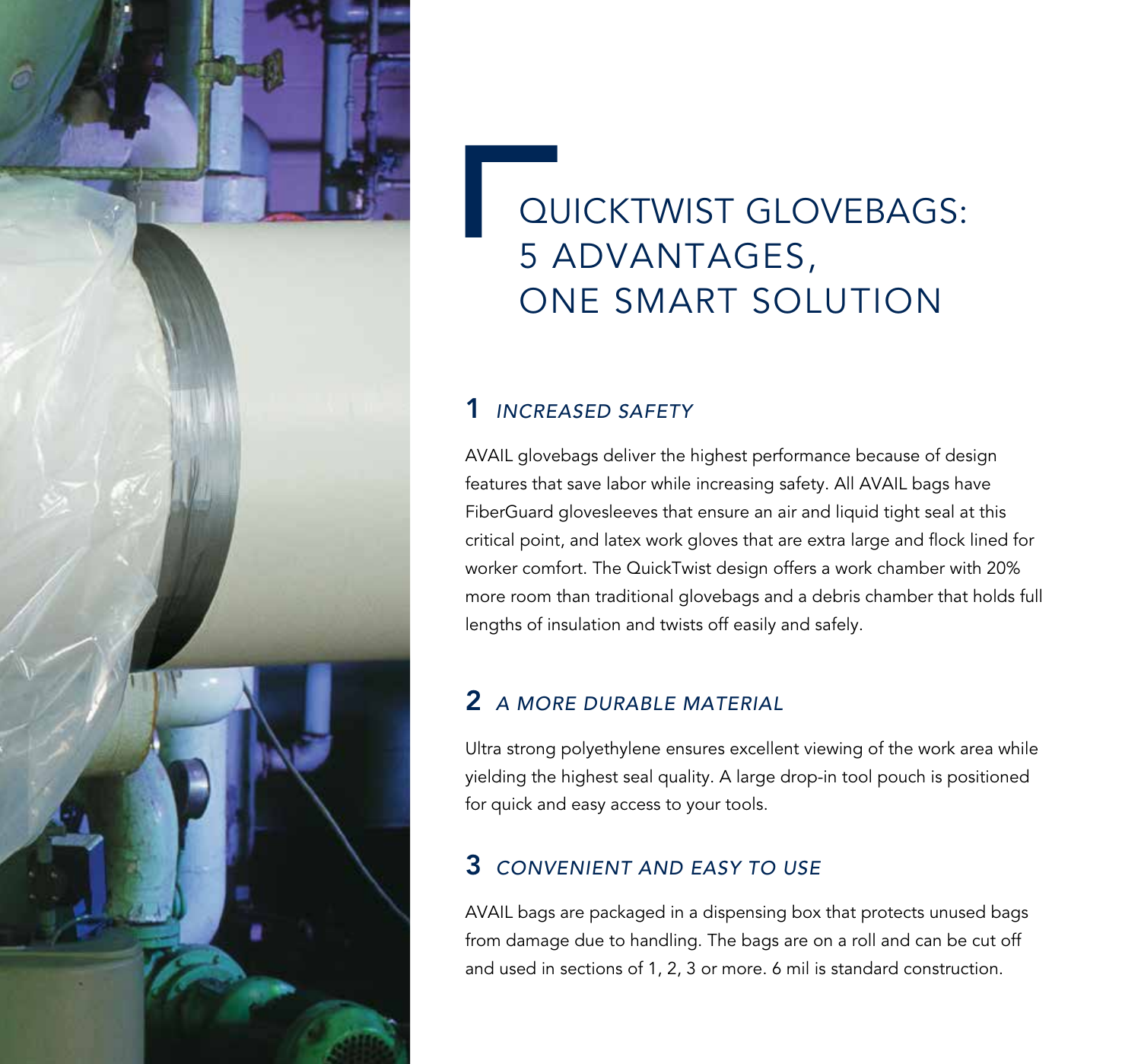# QUICKTWIST GLOVEBAGS: 5 ADVANTAGES, ONE SMART SOLUTION

## 1 *INCREASED SAFETY*

AVAIL glovebags deliver the highest performance because of design features that save labor while increasing safety. All AVAIL bags have FiberGuard glovesleeves that ensure an air and liquid tight seal at this critical point, and latex work gloves that are extra large and flock lined for worker comfort. The QuickTwist design offers a work chamber with 20% more room than traditional glovebags and a debris chamber that holds full lengths of insulation and twists off easily and safely.

## 2 *A MORE DURABLE MATERIAL*

Ultra strong polyethylene ensures excellent viewing of the work area while yielding the highest seal quality. A large drop-in tool pouch is positioned for quick and easy access to your tools.

## 3 *CONVENIENT AND EASY TO USE*

AVAIL bags are packaged in a dispensing box that protects unused bags from damage due to handling. The bags are on a roll and can be cut off and used in sections of 1, 2, 3 or more. 6 mil is standard construction.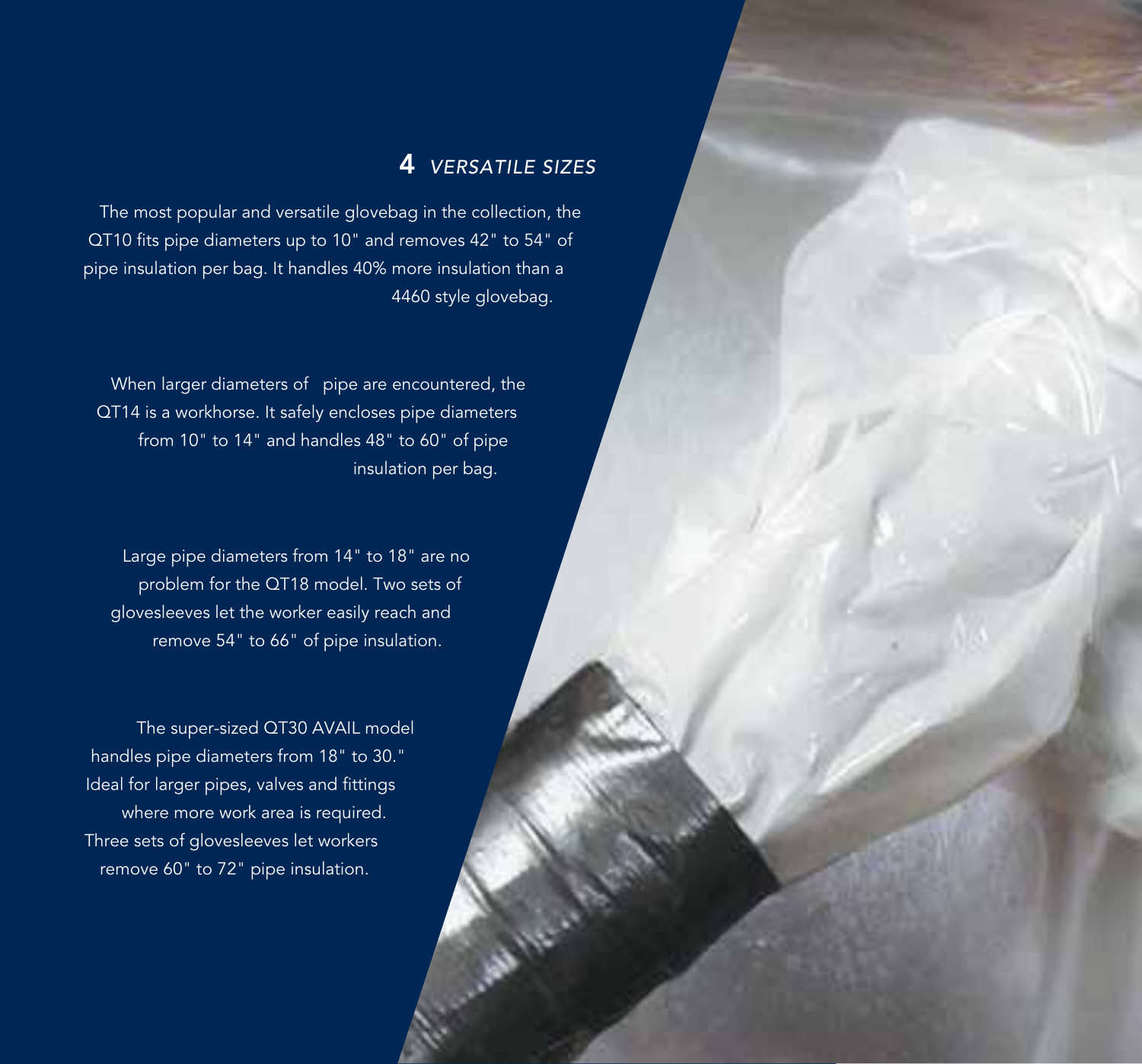## 4 *VERSATILE SIZES*

The most popular and versatile glovebag in the collection, the QT10 fits pipe diameters up to 10" and removes 42" to 54" of pipe insulation per bag. It handles 40% more insulation than a 4460 style glovebag.

When larger diameters of pipe are encountered, the QT14 is a workhorse. It safely encloses pipe diameters from 10" to 14" and handles 48" to 60" of pipe insulation per bag.

Large pipe diameters from 14" to 18" are no problem for the QT18 model. Two sets of glovesleeves let the worker easily reach and remove 54" to 66" of pipe insulation.

The super-sized QT30 AVAIL model handles pipe diameters from 18" to 30." Ideal for larger pipes, valves and fittings where more work area is required. Three sets of glovesleeves let workers remove 60" to 72" pipe insulation.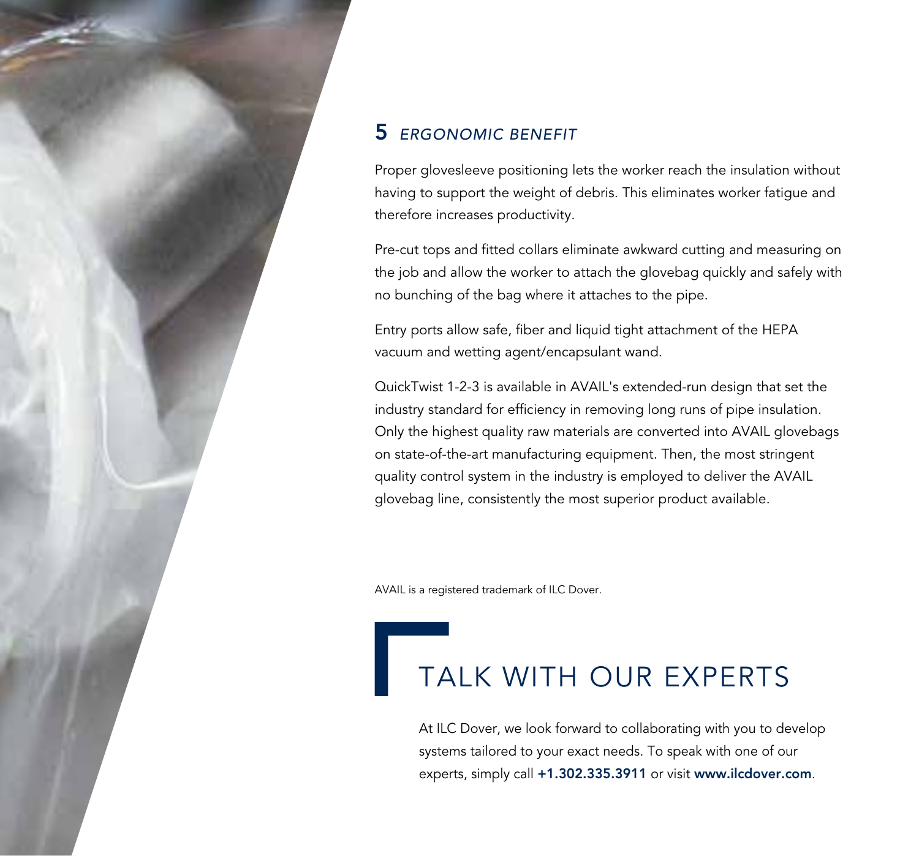## 5 *ERGONOMIC BENEFIT*

Proper glovesleeve positioning lets the worker reach the insulation without having to support the weight of debris. This eliminates worker fatigue and therefore increases productivity.

Pre-cut tops and fitted collars eliminate awkward cutting and measuring on the job and allow the worker to attach the glovebag quickly and safely with no bunching of the bag where it attaches to the pipe.

Entry ports allow safe, fiber and liquid tight attachment of the HEPA vacuum and wetting agent/encapsulant wand.

QuickTwist 1-2-3 is available in AVAIL's extended-run design that set the industry standard for efficiency in removing long runs of pipe insulation. Only the highest quality raw materials are converted into AVAIL glovebags on state-of-the-art manufacturing equipment. Then, the most stringent quality control system in the industry is employed to deliver the AVAIL glovebag line, consistently the most superior product available.

AVAIL is a registered trademark of ILC Dover.

## TALK WITH OUR EXPERTS

At ILC Dover, we look forward to collaborating with you to develop systems tailored to your exact needs. To speak with one of our experts, simply call **+1.302.335.3911** or visit **www.ilcdover.com**.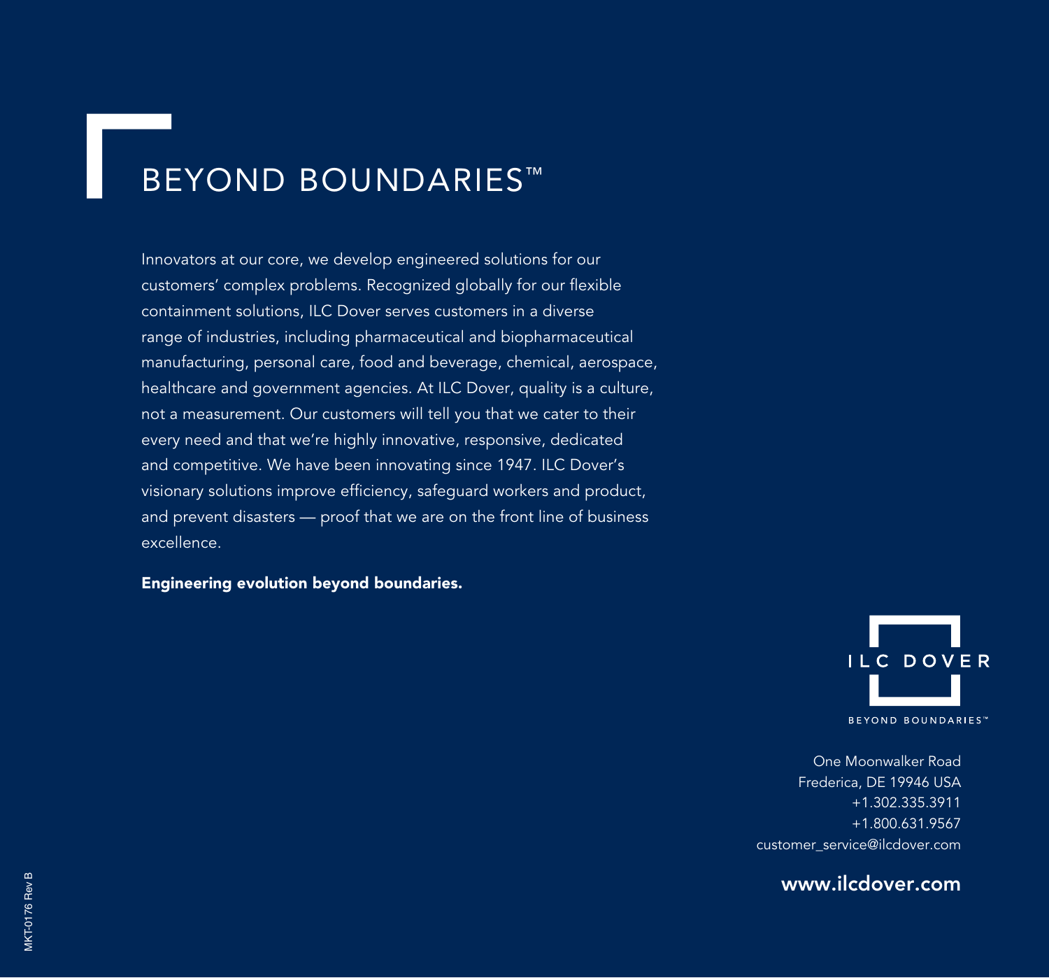# BEYOND BOUNDARIES™

Innovators at our core, we develop engineered solutions for our customers' complex problems. Recognized globally for our flexible containment solutions, ILC Dover serves customers in a diverse range of industries, including pharmaceutical and biopharmaceutical manufacturing, personal care, food and beverage, chemical, aerospace, healthcare and government agencies. At ILC Dover, quality is a culture, not a measurement. Our customers will tell you that we cater to their every need and that we're highly innovative, responsive, dedicated and competitive. We have been innovating since 1947. ILC Dover's visionary solutions improve efficiency, safeguard workers and product, and prevent disasters — proof that we are on the front line of business excellence.

**Engineering evolution beyond boundaries.**

ILC DOVER

BEYOND BOUNDARIES™

One Moonwalker Road
Frederica, DE 19946 USA
+1.302.335.3911
+1.800.631.9567
customer_service@ilcdover.com

**www.ilcdover.com**

MKT-0176 Rev B